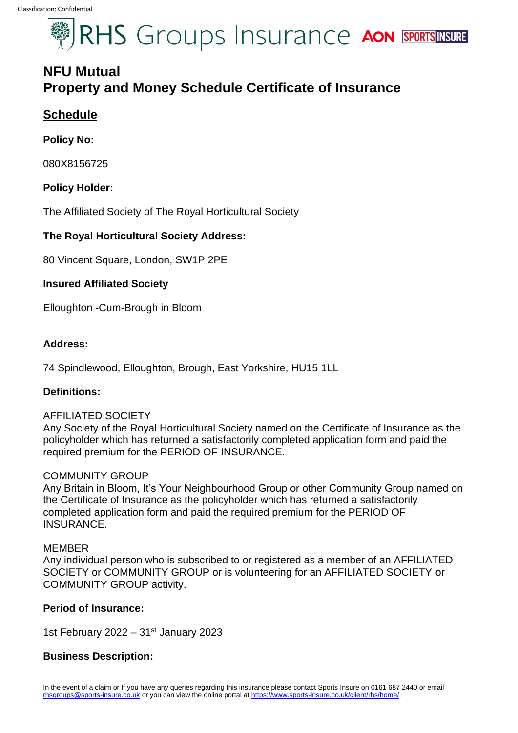# NFU Mutual
# Property and Money Schedule Certificate of Insurance

## Schedule

**Policy No:**

080X8156725

**Policy Holder:**

The Affiliated Society of The Royal Horticultural Society

**The Royal Horticultural Society Address:**

80 Vincent Square, London, SW1P 2PE

**Insured Affiliated Society**

Elloughton -Cum-Brough in Bloom

**Address:**

74 Spindlewood, Elloughton, Brough, East Yorkshire, HU15 1LL

**Definitions:**

AFFILIATED SOCIETY
Any Society of the Royal Horticultural Society named on the Certificate of Insurance as the policyholder which has returned a satisfactorily completed application form and paid the required premium for the PERIOD OF INSURANCE.

COMMUNITY GROUP
Any Britain in Bloom, It's Your Neighbourhood Group or other Community Group named on the Certificate of Insurance as the policyholder which has returned a satisfactorily completed application form and paid the required premium for the PERIOD OF INSURANCE.

MEMBER
Any individual person who is subscribed to or registered as a member of an AFFILIATED SOCIETY or COMMUNITY GROUP or is volunteering for an AFFILIATED SOCIETY or COMMUNITY GROUP activity.

**Period of Insurance:**

1st February 2022 – 31st January 2023

**Business Description:**

In the event of a claim or If you have any queries regarding this insurance please contact Sports Insure on 0161 687 2440 or email rhsgroups@sports-insure.co.uk or you can view the online portal at https://www.sports-insure.co.uk/client/rhs/home/.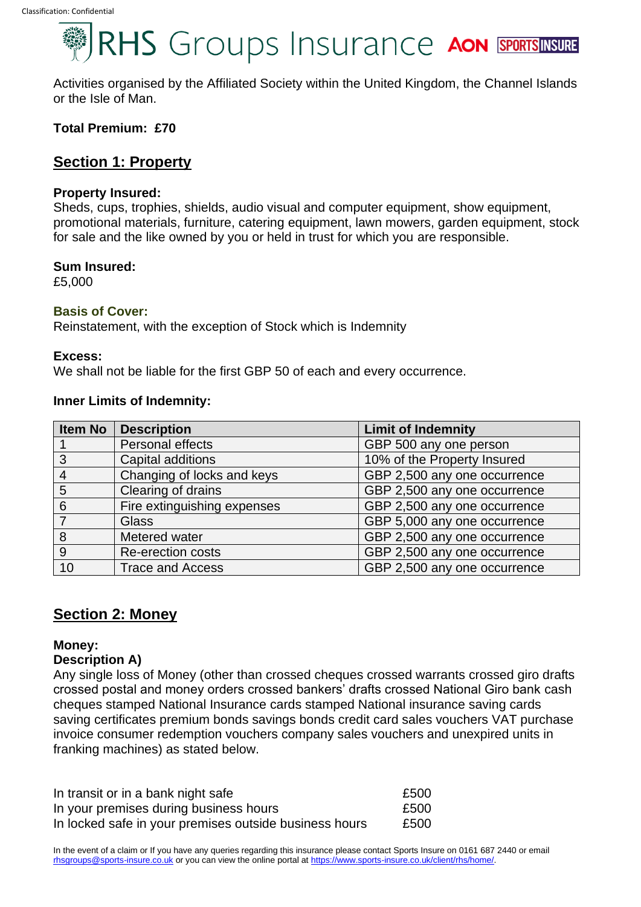Activities organised by the Affiliated Society within the United Kingdom, the Channel Islands or the Isle of Man.

**Total Premium: £70**

## Section 1: Property

**Property Insured:**
Sheds, cups, trophies, shields, audio visual and computer equipment, show equipment, promotional materials, furniture, catering equipment, lawn mowers, garden equipment, stock for sale and the like owned by you or held in trust for which you are responsible.

**Sum Insured:**
£5,000

**Basis of Cover:**
Reinstatement, with the exception of Stock which is Indemnity

**Excess:**
We shall not be liable for the first GBP 50 of each and every occurrence.

**Inner Limits of Indemnity:**

| Item No | Description | Limit of Indemnity |
|---|---|---|
| 1 | Personal effects | GBP 500 any one person |
| 3 | Capital additions | 10% of the Property Insured |
| 4 | Changing of locks and keys | GBP 2,500 any one occurrence |
| 5 | Clearing of drains | GBP 2,500 any one occurrence |
| 6 | Fire extinguishing expenses | GBP 2,500 any one occurrence |
| 7 | Glass | GBP 5,000 any one occurrence |
| 8 | Metered water | GBP 2,500 any one occurrence |
| 9 | Re-erection costs | GBP 2,500 any one occurrence |
| 10 | Trace and Access | GBP 2,500 any one occurrence |

## Section 2: Money

**Money:**
**Description A)**
Any single loss of Money (other than crossed cheques crossed warrants crossed giro drafts crossed postal and money orders crossed bankers' drafts crossed National Giro bank cash cheques stamped National Insurance cards stamped National insurance saving cards saving certificates premium bonds savings bonds credit card sales vouchers VAT purchase invoice consumer redemption vouchers company sales vouchers and unexpired units in franking machines) as stated below.

| | |
|---|---|
| In transit or in a bank night safe | £500 |
| In your premises during business hours | £500 |
| In locked safe in your premises outside business hours | £500 |

In the event of a claim or If you have any queries regarding this insurance please contact Sports Insure on 0161 687 2440 or email rhsgroups@sports-insure.co.uk or you can view the online portal at https://www.sports-insure.co.uk/client/rhs/home/.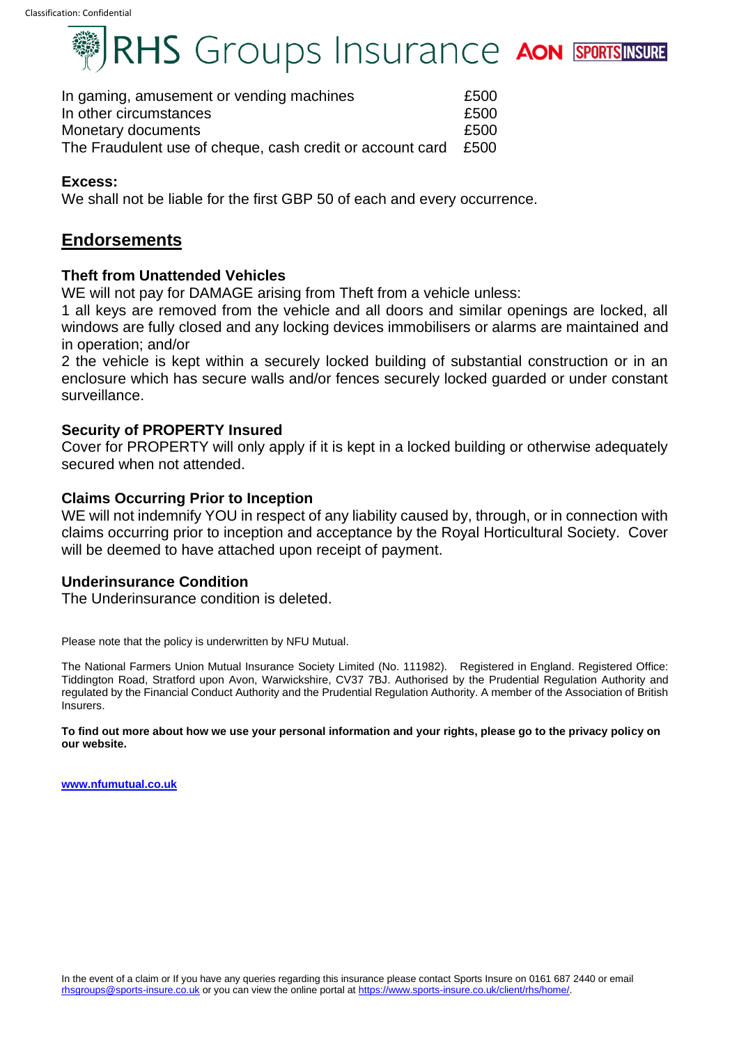| | |
|---|---|
| In gaming, amusement or vending machines | £500 |
| In other circumstances | £500 |
| Monetary documents | £500 |
| The Fraudulent use of cheque, cash credit or account card | £500 |

**Excess:**

We shall not be liable for the first GBP 50 of each and every occurrence.

## Endorsements

### Theft from Unattended Vehicles

WE will not pay for DAMAGE arising from Theft from a vehicle unless:

1 all keys are removed from the vehicle and all doors and similar openings are locked, all windows are fully closed and any locking devices immobilisers or alarms are maintained and in operation; and/or

2 the vehicle is kept within a securely locked building of substantial construction or in an enclosure which has secure walls and/or fences securely locked guarded or under constant surveillance.

### Security of PROPERTY Insured

Cover for PROPERTY will only apply if it is kept in a locked building or otherwise adequately secured when not attended.

### Claims Occurring Prior to Inception

WE will not indemnify YOU in respect of any liability caused by, through, or in connection with claims occurring prior to inception and acceptance by the Royal Horticultural Society. Cover will be deemed to have attached upon receipt of payment.

### Underinsurance Condition

The Underinsurance condition is deleted.

Please note that the policy is underwritten by NFU Mutual.

The National Farmers Union Mutual Insurance Society Limited (No. 111982). Registered in England. Registered Office: Tiddington Road, Stratford upon Avon, Warwickshire, CV37 7BJ. Authorised by the Prudential Regulation Authority and regulated by the Financial Conduct Authority and the Prudential Regulation Authority. A member of the Association of British Insurers.

**To find out more about how we use your personal information and your rights, please go to the privacy policy on our website.**

**www.nfumutual.co.uk**

In the event of a claim or If you have any queries regarding this insurance please contact Sports Insure on 0161 687 2440 or email rhsgroups@sports-insure.co.uk or you can view the online portal at https://www.sports-insure.co.uk/client/rhs/home/.